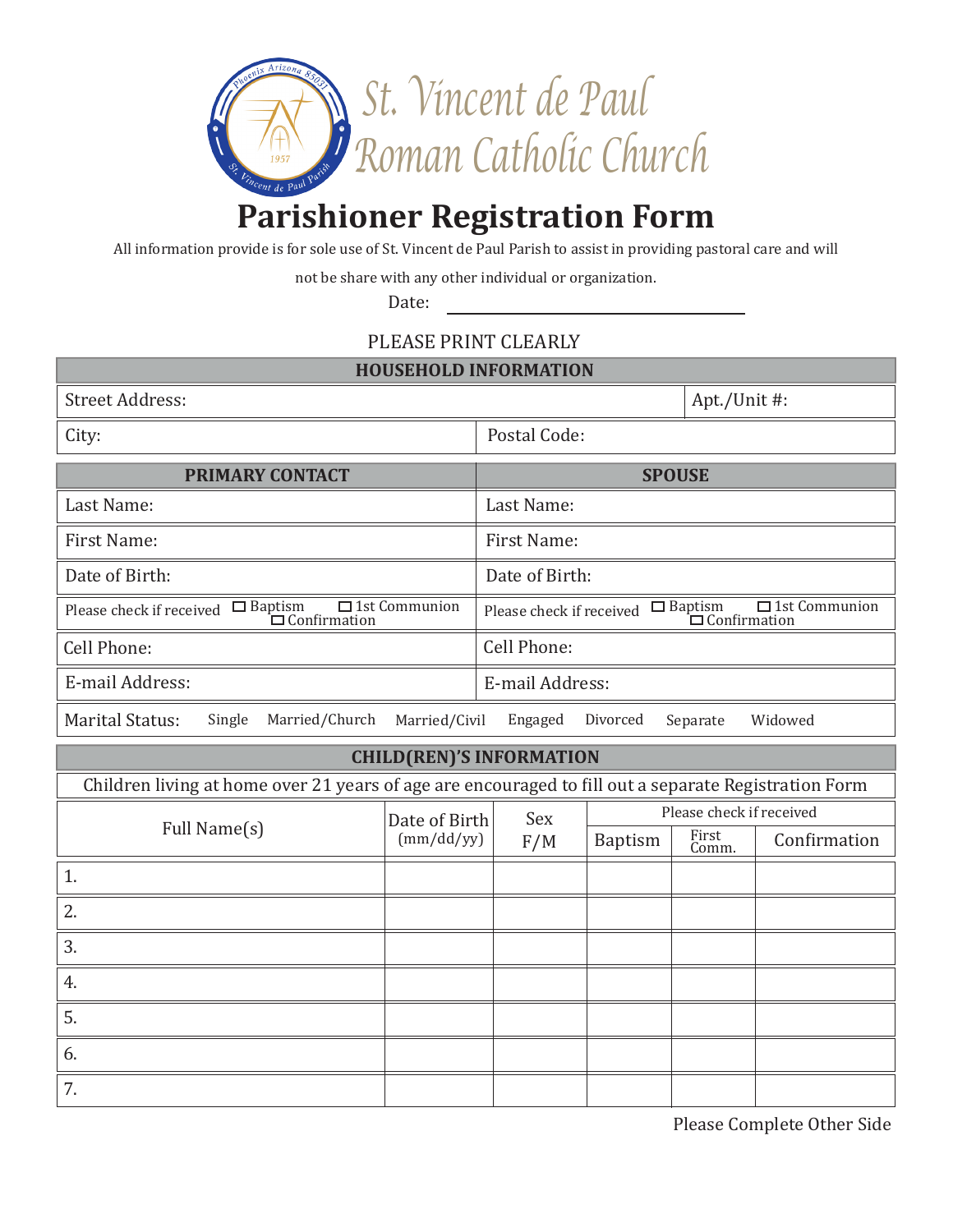# St. Vincent de Paul Roman Catholic Church

# Parishioner Registration Form

All information provide is for sole use of St. Vincent de Paul Parish to assist in providing pastoral care and will not be share with any other individual or organization.

Date: ______________________

PLEASE PRINT CLEARLY

| HOUSEHOLD INFORMATION | |
|---|---|
| Street Address: | Apt./Unit #: |
| City: | Postal Code: |

| PRIMARY CONTACT | SPOUSE |
|---|---|
| Last Name: | Last Name: |
| First Name: | First Name: |
| Date of Birth: | Date of Birth: |
| Please check if received ☐ Baptism ☐ 1st Communion ☐ Confirmation | Please check if received ☐ Baptism ☐ 1st Communion ☐ Confirmation |
| Cell Phone: | Cell Phone: |
| E-mail Address: | E-mail Address: |

Marital Status: Single Married/Church Married/Civil Engaged Divorced Separate Widowed

## CHILD(REN)'S INFORMATION

Children living at home over 21 years of age are encouraged to fill out a separate Registration Form

| Full Name(s) | Date of Birth (mm/dd/yy) | Sex F/M | Please check if received | | |
|---|---|---|---|---|---|
| | | | Baptism | First Comm. | Confirmation |
| 1. | | | | | |
| 2. | | | | | |
| 3. | | | | | |
| 4. | | | | | |
| 5. | | | | | |
| 6. | | | | | |
| 7. | | | | | |

Please Complete Other Side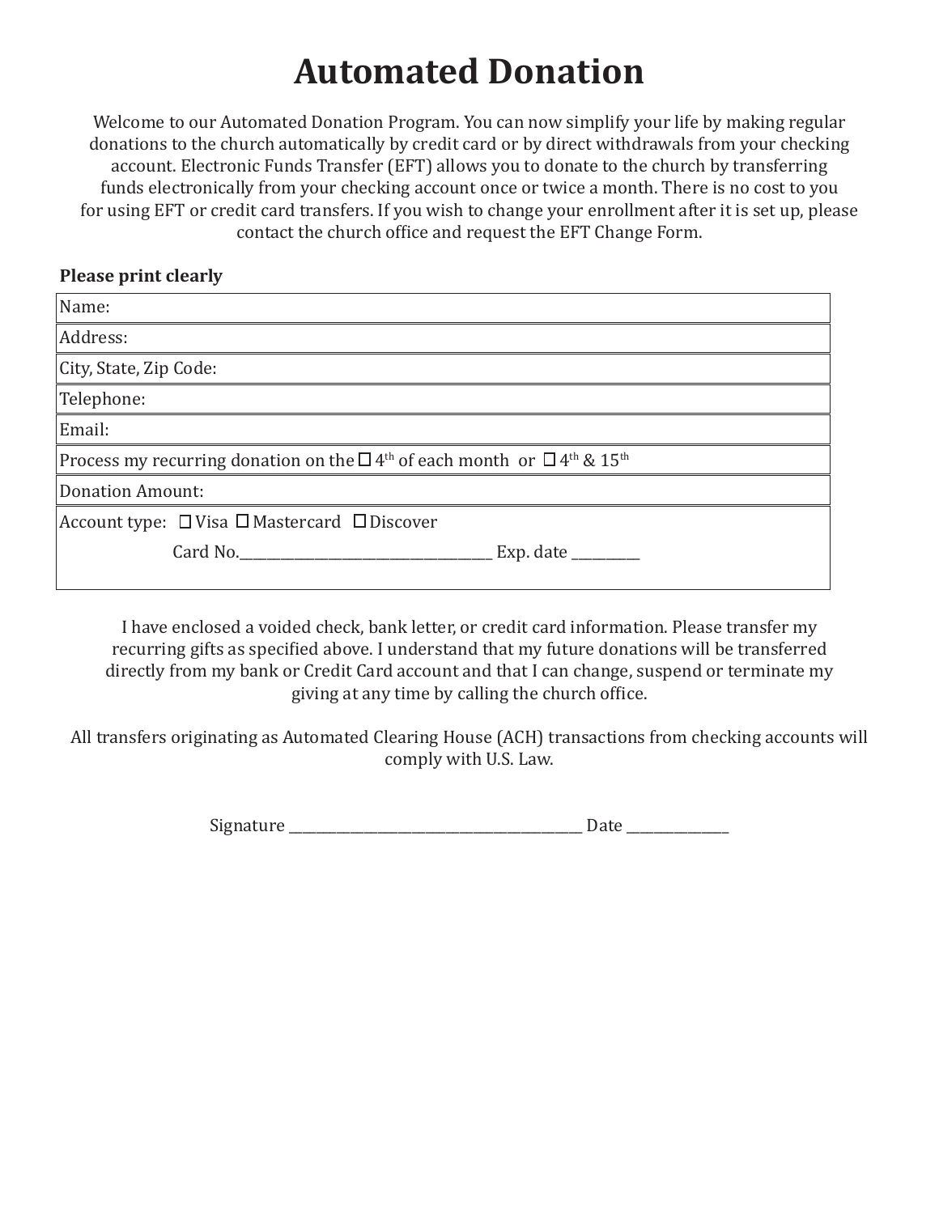# Automated Donation

Welcome to our Automated Donation Program. You can now simplify your life by making regular donations to the church automatically by credit card or by direct withdrawals from your checking account. Electronic Funds Transfer (EFT) allows you to donate to the church by transferring funds electronically from your checking account once or twice a month. There is no cost to you for using EFT or credit card transfers. If you wish to change your enrollment after it is set up, please contact the church office and request the EFT Change Form.

**Please print clearly**

| |
|---|
| Name: |
| Address: |
| City, State, Zip Code: |
| Telephone: |
| Email: |
| Process my recurring donation on the ☐ 4th of each month or ☐ 4th & 15th |
| Donation Amount: |
| Account type: ☐ Visa ☐ Mastercard ☐ Discover<br>Card No.___________________________________ Exp. date __________ |

I have enclosed a voided check, bank letter, or credit card information. Please transfer my recurring gifts as specified above. I understand that my future donations will be transferred directly from my bank or Credit Card account and that I can change, suspend or terminate my giving at any time by calling the church office.

All transfers originating as Automated Clearing House (ACH) transactions from checking accounts will comply with U.S. Law.

Signature __________________________________________ Date _______________